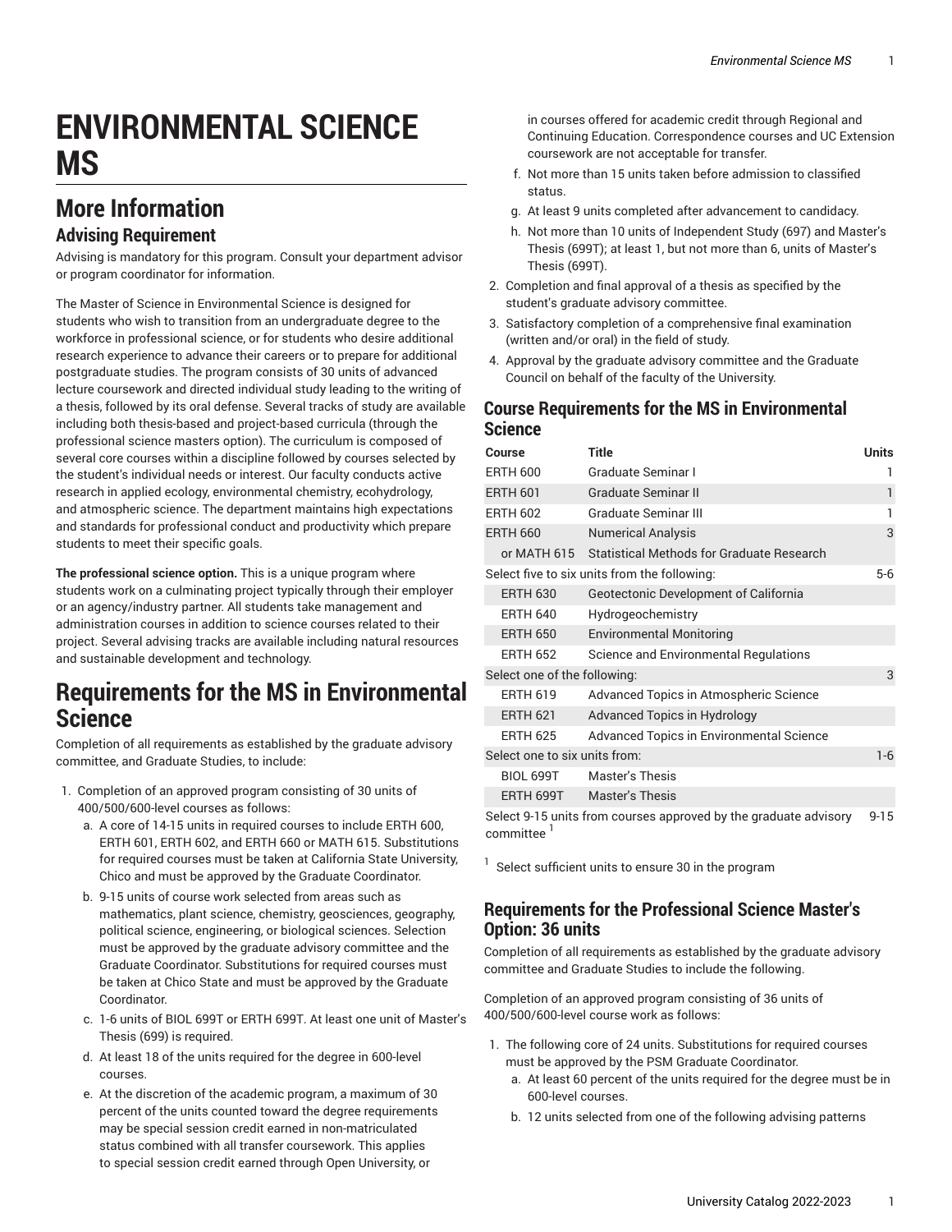# ENVIRONMENTAL SCIENCE MS

## More Information

### Advising Requirement

Advising is mandatory for this program. Consult your department advisor or program coordinator for information.

The Master of Science in Environmental Science is designed for students who wish to transition from an undergraduate degree to the workforce in professional science, or for students who desire additional research experience to advance their careers or to prepare for additional postgraduate studies. The program consists of 30 units of advanced lecture coursework and directed individual study leading to the writing of a thesis, followed by its oral defense. Several tracks of study are available including both thesis-based and project-based curricula (through the professional science masters option). The curriculum is composed of several core courses within a discipline followed by courses selected by the student's individual needs or interest. Our faculty conducts active research in applied ecology, environmental chemistry, ecohydrology, and atmospheric science. The department maintains high expectations and standards for professional conduct and productivity which prepare students to meet their specific goals.

**The professional science option.** This is a unique program where students work on a culminating project typically through their employer or an agency/industry partner. All students take management and administration courses in addition to science courses related to their project. Several advising tracks are available including natural resources and sustainable development and technology.

## Requirements for the MS in Environmental Science

Completion of all requirements as established by the graduate advisory committee, and Graduate Studies, to include:

1. Completion of an approved program consisting of 30 units of 400/500/600-level courses as follows:
   a. A core of 14-15 units in required courses to include ERTH 600, ERTH 601, ERTH 602, and ERTH 660 or MATH 615. Substitutions for required courses must be taken at California State University, Chico and must be approved by the Graduate Coordinator.
   b. 9-15 units of course work selected from areas such as mathematics, plant science, chemistry, geosciences, geography, political science, engineering, or biological sciences. Selection must be approved by the graduate advisory committee and the Graduate Coordinator. Substitutions for required courses must be taken at Chico State and must be approved by the Graduate Coordinator.
   c. 1-6 units of BIOL 699T or ERTH 699T. At least one unit of Master's Thesis (699) is required.
   d. At least 18 of the units required for the degree in 600-level courses.
   e. At the discretion of the academic program, a maximum of 30 percent of the units counted toward the degree requirements may be special session credit earned in non-matriculated status combined with all transfer coursework. This applies to special session credit earned through Open University, or in courses offered for academic credit through Regional and Continuing Education. Correspondence courses and UC Extension coursework are not acceptable for transfer.
   f. Not more than 15 units taken before admission to classified status.
   g. At least 9 units completed after advancement to candidacy.
   h. Not more than 10 units of Independent Study (697) and Master's Thesis (699T); at least 1, but not more than 6, units of Master's Thesis (699T).
2. Completion and final approval of a thesis as specified by the student's graduate advisory committee.
3. Satisfactory completion of a comprehensive final examination (written and/or oral) in the field of study.
4. Approval by the graduate advisory committee and the Graduate Council on behalf of the faculty of the University.

### Course Requirements for the MS in Environmental Science

| Course | Title | Units |
|---|---|---|
| ERTH 600 | Graduate Seminar I | 1 |
| ERTH 601 | Graduate Seminar II | 1 |
| ERTH 602 | Graduate Seminar III | 1 |
| ERTH 660 | Numerical Analysis | 3 |
| or MATH 615 | Statistical Methods for Graduate Research | |
| Select five to six units from the following: | | 5-6 |
| ERTH 630 | Geotectonic Development of California | |
| ERTH 640 | Hydrogeochemistry | |
| ERTH 650 | Environmental Monitoring | |
| ERTH 652 | Science and Environmental Regulations | |
| Select one of the following: | | 3 |
| ERTH 619 | Advanced Topics in Atmospheric Science | |
| ERTH 621 | Advanced Topics in Hydrology | |
| ERTH 625 | Advanced Topics in Environmental Science | |
| Select one to six units from: | | 1-6 |
| BIOL 699T | Master's Thesis | |
| ERTH 699T | Master's Thesis | |
| Select 9-15 units from courses approved by the graduate advisory committee [1] | | 9-15 |

[1] Select sufficient units to ensure 30 in the program

### Requirements for the Professional Science Master's Option: 36 units

Completion of all requirements as established by the graduate advisory committee and Graduate Studies to include the following.

Completion of an approved program consisting of 36 units of 400/500/600-level course work as follows:

1. The following core of 24 units. Substitutions for required courses must be approved by the PSM Graduate Coordinator.
   a. At least 60 percent of the units required for the degree must be in 600-level courses.
   b. 12 units selected from one of the following advising patterns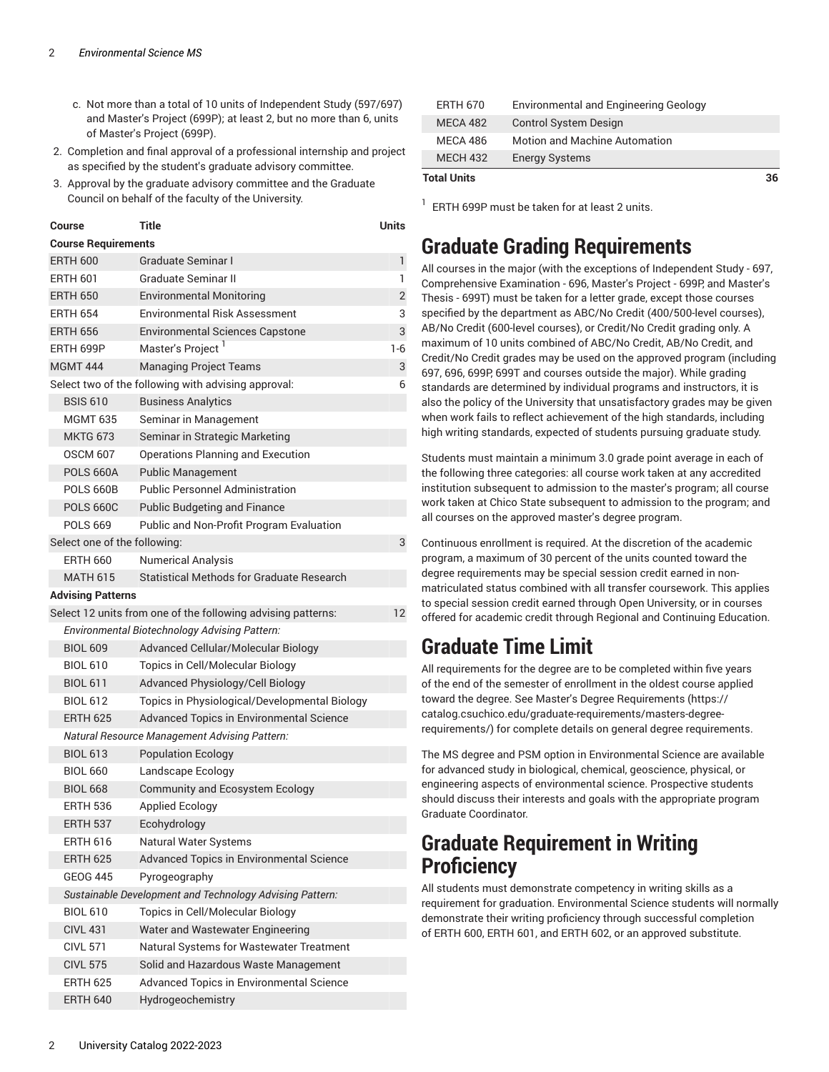c. Not more than a total of 10 units of Independent Study (597/697) and Master's Project (699P); at least 2, but no more than 6, units of Master's Project (699P).

2. Completion and final approval of a professional internship and project as specified by the student's graduate advisory committee.
3. Approval by the graduate advisory committee and the Graduate Council on behalf of the faculty of the University.

| Course | Title | Units |
|---|---|---|
| **Course Requirements** | | |
| ERTH 600 | Graduate Seminar I | 1 |
| ERTH 601 | Graduate Seminar II | 1 |
| ERTH 650 | Environmental Monitoring | 2 |
| ERTH 654 | Environmental Risk Assessment | 3 |
| ERTH 656 | Environmental Sciences Capstone | 3 |
| ERTH 699P | Master's Project [1] | 1-6 |
| MGMT 444 | Managing Project Teams | 3 |
| Select two of the following with advising approval: | | 6 |
| BSIS 610 | Business Analytics | |
| MGMT 635 | Seminar in Management | |
| MKTG 673 | Seminar in Strategic Marketing | |
| OSCM 607 | Operations Planning and Execution | |
| POLS 660A | Public Management | |
| POLS 660B | Public Personnel Administration | |
| POLS 660C | Public Budgeting and Finance | |
| POLS 669 | Public and Non-Profit Program Evaluation | |
| Select one of the following: | | 3 |
| ERTH 660 | Numerical Analysis | |
| MATH 615 | Statistical Methods for Graduate Research | |
| **Advising Patterns** | | |
| Select 12 units from one of the following advising patterns: | | 12 |
| *Environmental Biotechnology Advising Pattern:* | | |
| BIOL 609 | Advanced Cellular/Molecular Biology | |
| BIOL 610 | Topics in Cell/Molecular Biology | |
| BIOL 611 | Advanced Physiology/Cell Biology | |
| BIOL 612 | Topics in Physiological/Developmental Biology | |
| ERTH 625 | Advanced Topics in Environmental Science | |
| *Natural Resource Management Advising Pattern:* | | |
| BIOL 613 | Population Ecology | |
| BIOL 660 | Landscape Ecology | |
| BIOL 668 | Community and Ecosystem Ecology | |
| ERTH 536 | Applied Ecology | |
| ERTH 537 | Ecohydrology | |
| ERTH 616 | Natural Water Systems | |
| ERTH 625 | Advanced Topics in Environmental Science | |
| GEOG 445 | Pyrogeography | |
| *Sustainable Development and Technology Advising Pattern:* | | |
| BIOL 610 | Topics in Cell/Molecular Biology | |
| CIVL 431 | Water and Wastewater Engineering | |
| CIVL 571 | Natural Systems for Wastewater Treatment | |
| CIVL 575 | Solid and Hazardous Waste Management | |
| ERTH 625 | Advanced Topics in Environmental Science | |
| ERTH 640 | Hydrogeochemistry | |
| ERTH 670 | Environmental and Engineering Geology | |
| MECA 482 | Control System Design | |
| MECA 486 | Motion and Machine Automation | |
| MECH 432 | Energy Systems | |
| **Total Units** | | **36** |

[1] ERTH 699P must be taken for at least 2 units.

# Graduate Grading Requirements

All courses in the major (with the exceptions of Independent Study - 697, Comprehensive Examination - 696, Master's Project - 699P, and Master's Thesis - 699T) must be taken for a letter grade, except those courses specified by the department as ABC/No Credit (400/500-level courses), AB/No Credit (600-level courses), or Credit/No Credit grading only. A maximum of 10 units combined of ABC/No Credit, AB/No Credit, and Credit/No Credit grades may be used on the approved program (including 697, 696, 699P, 699T and courses outside the major). While grading standards are determined by individual programs and instructors, it is also the policy of the University that unsatisfactory grades may be given when work fails to reflect achievement of the high standards, including high writing standards, expected of students pursuing graduate study.

Students must maintain a minimum 3.0 grade point average in each of the following three categories: all course work taken at any accredited institution subsequent to admission to the master's program; all course work taken at Chico State subsequent to admission to the program; and all courses on the approved master's degree program.

Continuous enrollment is required. At the discretion of the academic program, a maximum of 30 percent of the units counted toward the degree requirements may be special session credit earned in non-matriculated status combined with all transfer coursework. This applies to special session credit earned through Open University, or in courses offered for academic credit through Regional and Continuing Education.

# Graduate Time Limit

All requirements for the degree are to be completed within five years of the end of the semester of enrollment in the oldest course applied toward the degree. See Master's Degree Requirements (https://catalog.csuchico.edu/graduate-requirements/masters-degree-requirements/) for complete details on general degree requirements.

The MS degree and PSM option in Environmental Science are available for advanced study in biological, chemical, geoscience, physical, or engineering aspects of environmental science. Prospective students should discuss their interests and goals with the appropriate program Graduate Coordinator.

# Graduate Requirement in Writing Proficiency

All students must demonstrate competency in writing skills as a requirement for graduation. Environmental Science students will normally demonstrate their writing proficiency through successful completion of ERTH 600, ERTH 601, and ERTH 602, or an approved substitute.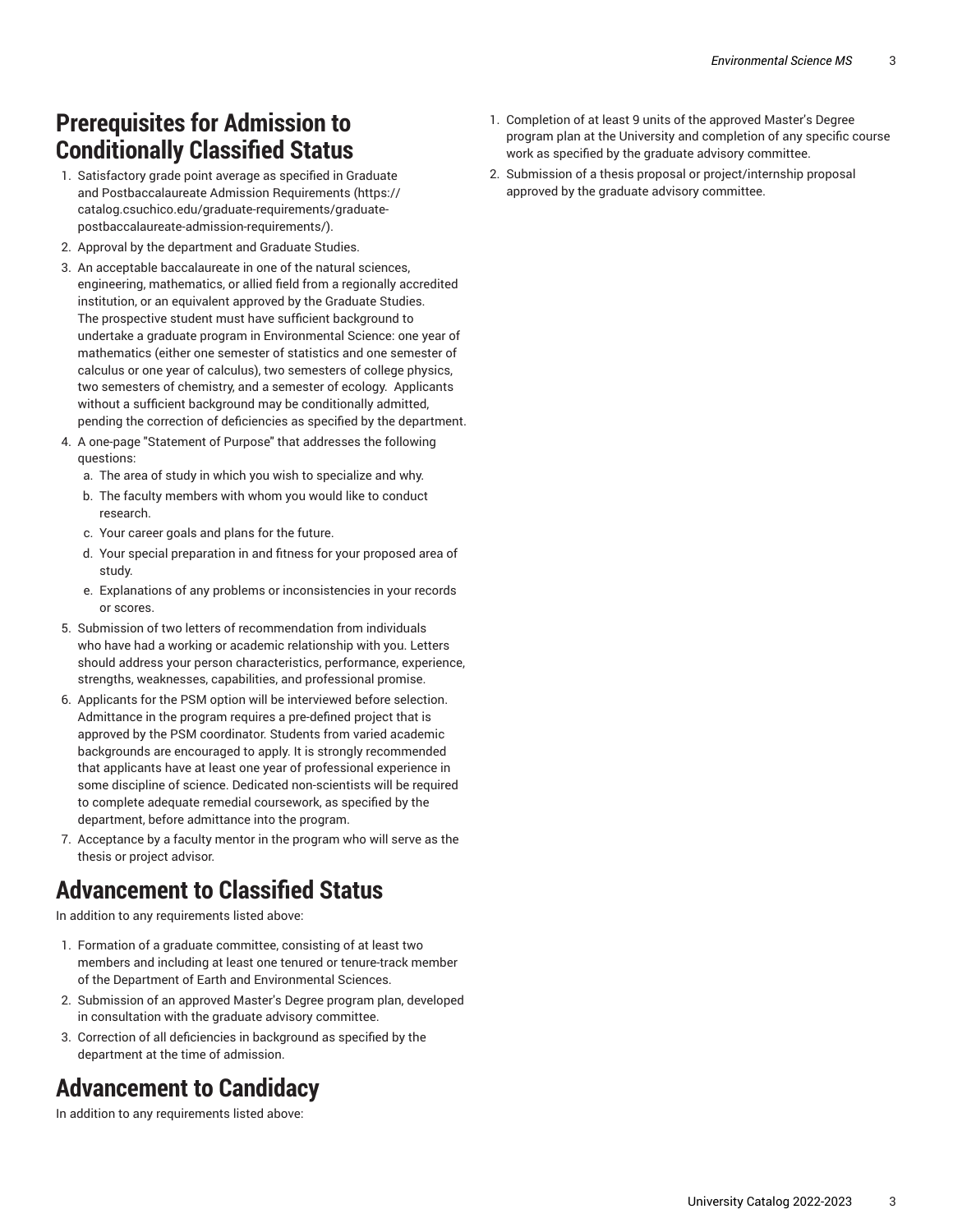## Prerequisites for Admission to Conditionally Classified Status

1. Satisfactory grade point average as specified in Graduate and Postbaccalaureate Admission Requirements (https://catalog.csuchico.edu/graduate-requirements/graduate-postbaccalaureate-admission-requirements/).
2. Approval by the department and Graduate Studies.
3. An acceptable baccalaureate in one of the natural sciences, engineering, mathematics, or allied field from a regionally accredited institution, or an equivalent approved by the Graduate Studies. The prospective student must have sufficient background to undertake a graduate program in Environmental Science: one year of mathematics (either one semester of statistics and one semester of calculus or one year of calculus), two semesters of college physics, two semesters of chemistry, and a semester of ecology. Applicants without a sufficient background may be conditionally admitted, pending the correction of deficiencies as specified by the department.
4. A one-page "Statement of Purpose" that addresses the following questions:
   a. The area of study in which you wish to specialize and why.
   b. The faculty members with whom you would like to conduct research.
   c. Your career goals and plans for the future.
   d. Your special preparation in and fitness for your proposed area of study.
   e. Explanations of any problems or inconsistencies in your records or scores.
5. Submission of two letters of recommendation from individuals who have had a working or academic relationship with you. Letters should address your person characteristics, performance, experience, strengths, weaknesses, capabilities, and professional promise.
6. Applicants for the PSM option will be interviewed before selection. Admittance in the program requires a pre-defined project that is approved by the PSM coordinator. Students from varied academic backgrounds are encouraged to apply. It is strongly recommended that applicants have at least one year of professional experience in some discipline of science. Dedicated non-scientists will be required to complete adequate remedial coursework, as specified by the department, before admittance into the program.
7. Acceptance by a faculty mentor in the program who will serve as the thesis or project advisor.

## Advancement to Classified Status

In addition to any requirements listed above:

1. Formation of a graduate committee, consisting of at least two members and including at least one tenured or tenure-track member of the Department of Earth and Environmental Sciences.
2. Submission of an approved Master's Degree program plan, developed in consultation with the graduate advisory committee.
3. Correction of all deficiencies in background as specified by the department at the time of admission.

## Advancement to Candidacy

In addition to any requirements listed above:

1. Completion of at least 9 units of the approved Master's Degree program plan at the University and completion of any specific course work as specified by the graduate advisory committee.
2. Submission of a thesis proposal or project/internship proposal approved by the graduate advisory committee.